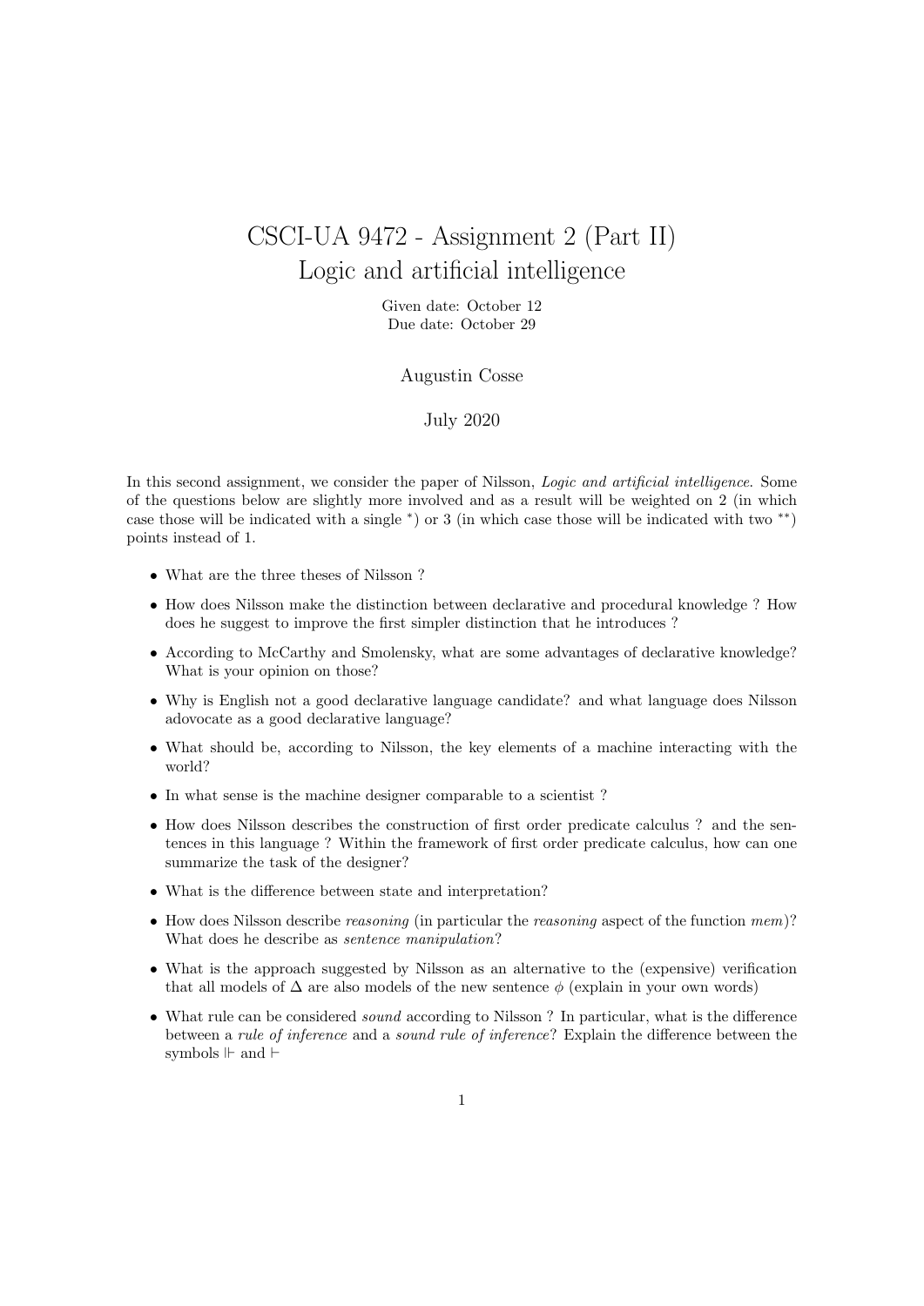# CSCI-UA 9472 - Assignment 2 (Part II)
# Logic and artificial intelligence

Given date: October 12
Due date: October 29

Augustin Cosse

July 2020

In this second assignment, we consider the paper of Nilsson, *Logic and artificial intelligence*. Some of the questions below are slightly more involved and as a result will be weighted on 2 (in which case those will be indicated with a single $^*$) or 3 (in which case those will be indicated with two $^{**}$) points instead of 1.

- What are the three theses of Nilsson ?
- How does Nilsson make the distinction between declarative and procedural knowledge ? How does he suggest to improve the first simpler distinction that he introduces ?
- According to McCarthy and Smolensky, what are some advantages of declarative knowledge? What is your opinion on those?
- Why is English not a good declarative language candidate? and what language does Nilsson adovocate as a good declarative language?
- What should be, according to Nilsson, the key elements of a machine interacting with the world?
- In what sense is the machine designer comparable to a scientist ?
- How does Nilsson describes the construction of first order predicate calculus ? and the sentences in this language ? Within the framework of first order predicate calculus, how can one summarize the task of the designer?
- What is the difference between state and interpretation?
- How does Nilsson describe *reasoning* (in particular the *reasoning* aspect of the function *mem*)? What does he describe as *sentence manipulation*?
- What is the approach suggested by Nilsson as an alternative to the (expensive) verification that all models of $\Delta$ are also models of the new sentence $\phi$ (explain in your own words)
- What rule can be considered *sound* according to Nilsson ? In particular, what is the difference between a *rule of inference* and a *sound rule of inference*? Explain the difference between the symbols $\Vdash$ and $\vdash$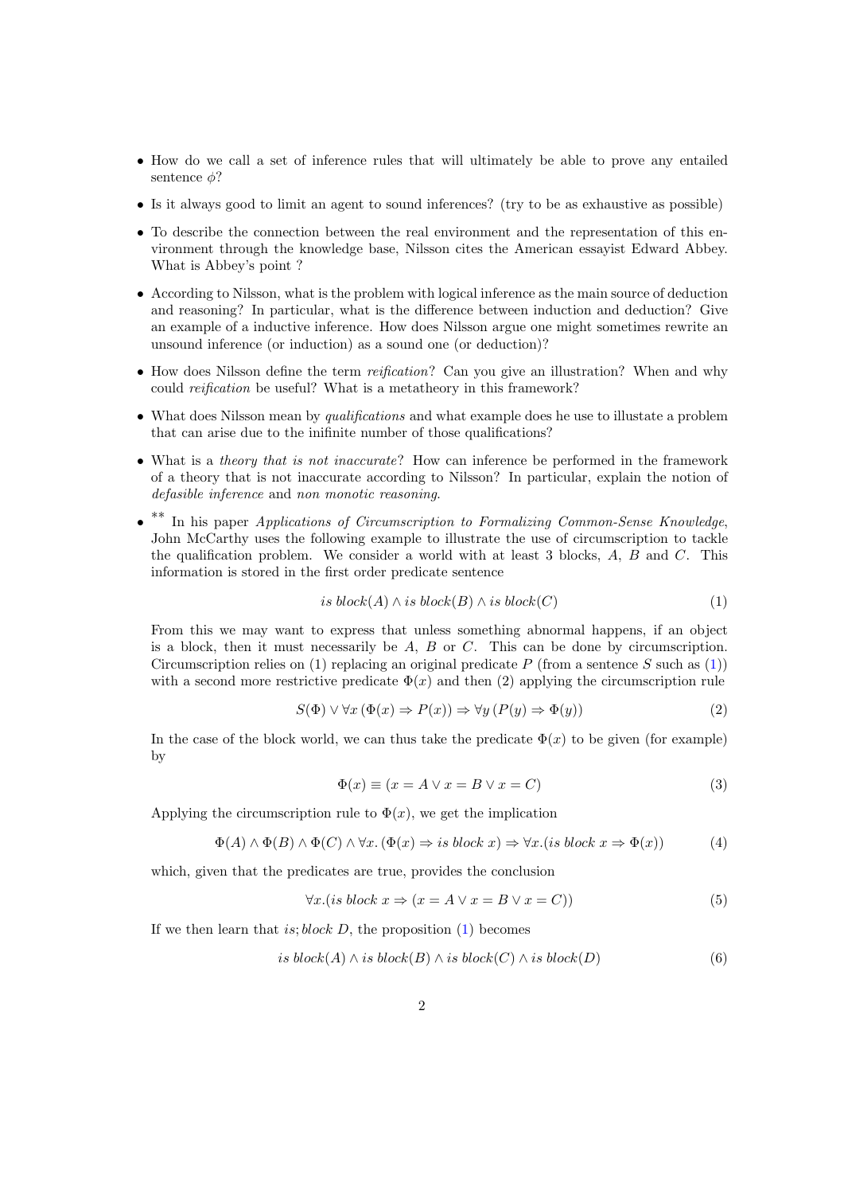- How do we call a set of inference rules that will ultimately be able to prove any entailed sentence $\phi$?
- Is it always good to limit an agent to sound inferences? (try to be as exhaustive as possible)
- To describe the connection between the real environment and the representation of this environment through the knowledge base, Nilsson cites the American essayist Edward Abbey. What is Abbey's point ?
- According to Nilsson, what is the problem with logical inference as the main source of deduction and reasoning? In particular, what is the difference between induction and deduction? Give an example of a inductive inference. How does Nilsson argue one might sometimes rewrite an unsound inference (or induction) as a sound one (or deduction)?
- How does Nilsson define the term *reification*? Can you give an illustration? When and why could *reification* be useful? What is a metatheory in this framework?
- What does Nilsson mean by *qualifications* and what example does he use to illustate a problem that can arise due to the inifinite number of those qualifications?
- What is a *theory that is not inaccurate*? How can inference be performed in the framework of a theory that is not inaccurate according to Nilsson? In particular, explain the notion of *defasible inference* and *non monotic reasoning*.
- ** In his paper *Applications of Circumscription to Formalizing Common-Sense Knowledge*, John McCarthy uses the following example to illustrate the use of circumscription to tackle the qualification problem. We consider a world with at least 3 blocks, $A$, $B$ and $C$. This information is stored in the first order predicate sentence

$$is\ block(A) \wedge is\ block(B) \wedge is\ block(C) \tag{1}$$

From this we may want to express that unless something abnormal happens, if an object is a block, then it must necessarily be $A$, $B$ or $C$. This can be done by circumscription. Circumscription relies on (1) replacing an original predicate $P$ (from a sentence $S$ such as (1)) with a second more restrictive predicate $\Phi(x)$ and then (2) applying the circumscription rule

$$S(\Phi) \vee \forall x\, (\Phi(x) \Rightarrow P(x)) \Rightarrow \forall y\, (P(y) \Rightarrow \Phi(y)) \tag{2}$$

In the case of the block world, we can thus take the predicate $\Phi(x)$ to be given (for example) by

$$\Phi(x) \equiv (x = A \vee x = B \vee x = C) \tag{3}$$

Applying the circumscription rule to $\Phi(x)$, we get the implication

$$\Phi(A) \wedge \Phi(B) \wedge \Phi(C) \wedge \forall x. \,(\Phi(x) \Rightarrow is\ block\ x) \Rightarrow \forall x. (is\ block\ x \Rightarrow \Phi(x)) \tag{4}$$

which, given that the predicates are true, provides the conclusion

$$\forall x. (is\ block\ x \Rightarrow (x = A \vee x = B \vee x = C)) \tag{5}$$

If we then learn that $is; block\ D$, the proposition (1) becomes

$$is\ block(A) \wedge is\ block(B) \wedge is\ block(C) \wedge is\ block(D) \tag{6}$$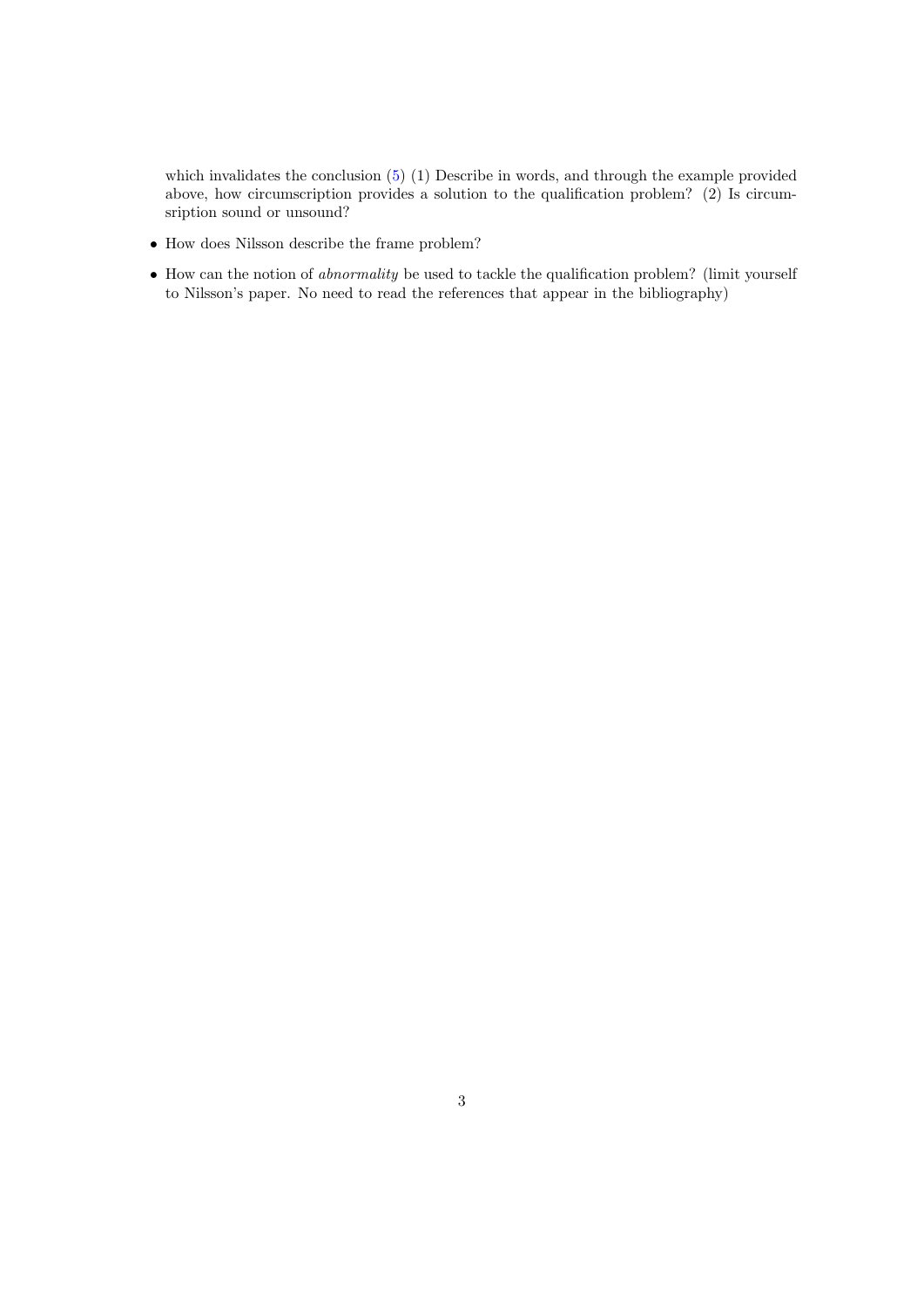which invalidates the conclusion (5) (1) Describe in words, and through the example provided above, how circumscription provides a solution to the qualification problem? (2) Is circumsription sound or unsound?

- How does Nilsson describe the frame problem?
- How can the notion of *abnormality* be used to tackle the qualification problem? (limit yourself to Nilsson's paper. No need to read the references that appear in the bibliography)